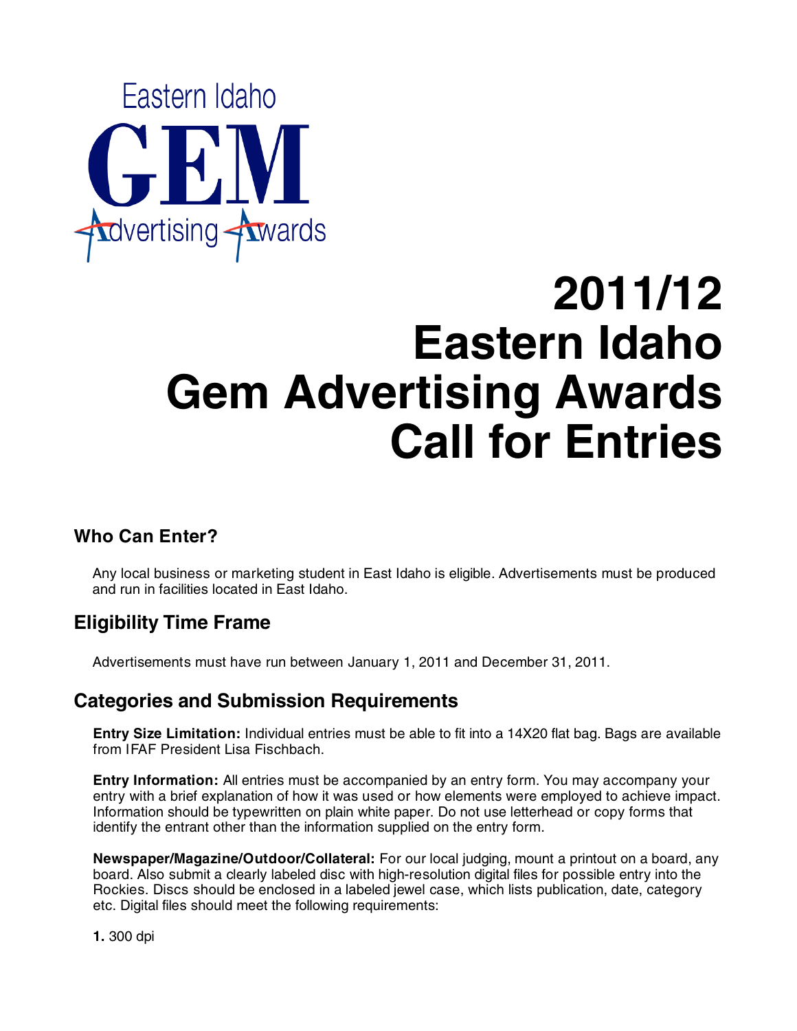Eastern Idaho

**GEM**

Advertising Awards

# 2011/12 Eastern Idaho Gem Advertising Awards Call for Entries

## Who Can Enter?

Any local business or marketing student in East Idaho is eligible. Advertisements must be produced and run in facilities located in East Idaho.

## Eligibility Time Frame

Advertisements must have run between January 1, 2011 and December 31, 2011.

## Categories and Submission Requirements

**Entry Size Limitation:** Individual entries must be able to fit into a 14X20 flat bag. Bags are available from IFAF President Lisa Fischbach.

**Entry Information:** All entries must be accompanied by an entry form. You may accompany your entry with a brief explanation of how it was used or how elements were employed to achieve impact. Information should be typewritten on plain white paper. Do not use letterhead or copy forms that identify the entrant other than the information supplied on the entry form.

**Newspaper/Magazine/Outdoor/Collateral:** For our local judging, mount a printout on a board, any board. Also submit a clearly labeled disc with high-resolution digital files for possible entry into the Rockies. Discs should be enclosed in a labeled jewel case, which lists publication, date, category etc. Digital files should meet the following requirements:

**1.** 300 dpi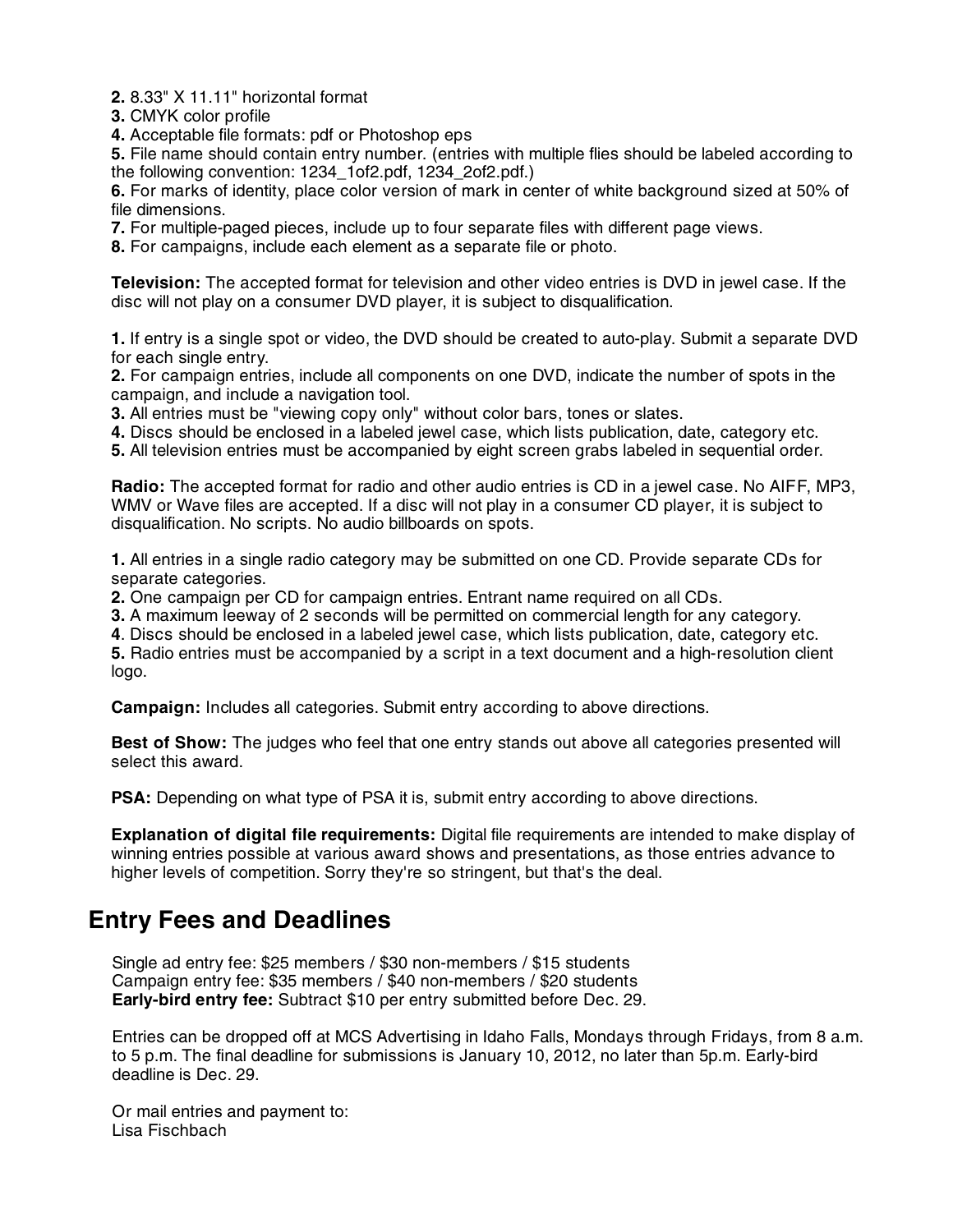**2.** 8.33" X 11.11" horizontal format
**3.** CMYK color profile
**4.** Acceptable file formats: pdf or Photoshop eps
**5.** File name should contain entry number. (entries with multiple flies should be labeled according to the following convention: 1234_1of2.pdf, 1234_2of2.pdf.)
**6.** For marks of identity, place color version of mark in center of white background sized at 50% of file dimensions.
**7.** For multiple-paged pieces, include up to four separate files with different page views.
**8.** For campaigns, include each element as a separate file or photo.

**Television:** The accepted format for television and other video entries is DVD in jewel case. If the disc will not play on a consumer DVD player, it is subject to disqualification.

**1.** If entry is a single spot or video, the DVD should be created to auto-play. Submit a separate DVD for each single entry.
**2.** For campaign entries, include all components on one DVD, indicate the number of spots in the campaign, and include a navigation tool.
**3.** All entries must be "viewing copy only" without color bars, tones or slates.
**4.** Discs should be enclosed in a labeled jewel case, which lists publication, date, category etc.
**5.** All television entries must be accompanied by eight screen grabs labeled in sequential order.

**Radio:** The accepted format for radio and other audio entries is CD in a jewel case. No AIFF, MP3, WMV or Wave files are accepted. If a disc will not play in a consumer CD player, it is subject to disqualification. No scripts. No audio billboards on spots.

**1.** All entries in a single radio category may be submitted on one CD. Provide separate CDs for separate categories.
**2.** One campaign per CD for campaign entries. Entrant name required on all CDs.
**3.** A maximum leeway of 2 seconds will be permitted on commercial length for any category.
**4**. Discs should be enclosed in a labeled jewel case, which lists publication, date, category etc.
**5.** Radio entries must be accompanied by a script in a text document and a high-resolution client logo.

**Campaign:** Includes all categories. Submit entry according to above directions.

**Best of Show:** The judges who feel that one entry stands out above all categories presented will select this award.

**PSA:** Depending on what type of PSA it is, submit entry according to above directions.

**Explanation of digital file requirements:** Digital file requirements are intended to make display of winning entries possible at various award shows and presentations, as those entries advance to higher levels of competition. Sorry they're so stringent, but that's the deal.

## Entry Fees and Deadlines

Single ad entry fee: $25 members / $30 non-members / $15 students
Campaign entry fee: $35 members / $40 non-members / $20 students
**Early-bird entry fee:** Subtract $10 per entry submitted before Dec. 29.

Entries can be dropped off at MCS Advertising in Idaho Falls, Mondays through Fridays, from 8 a.m. to 5 p.m. The final deadline for submissions is January 10, 2012, no later than 5p.m. Early-bird deadline is Dec. 29.

Or mail entries and payment to:
Lisa Fischbach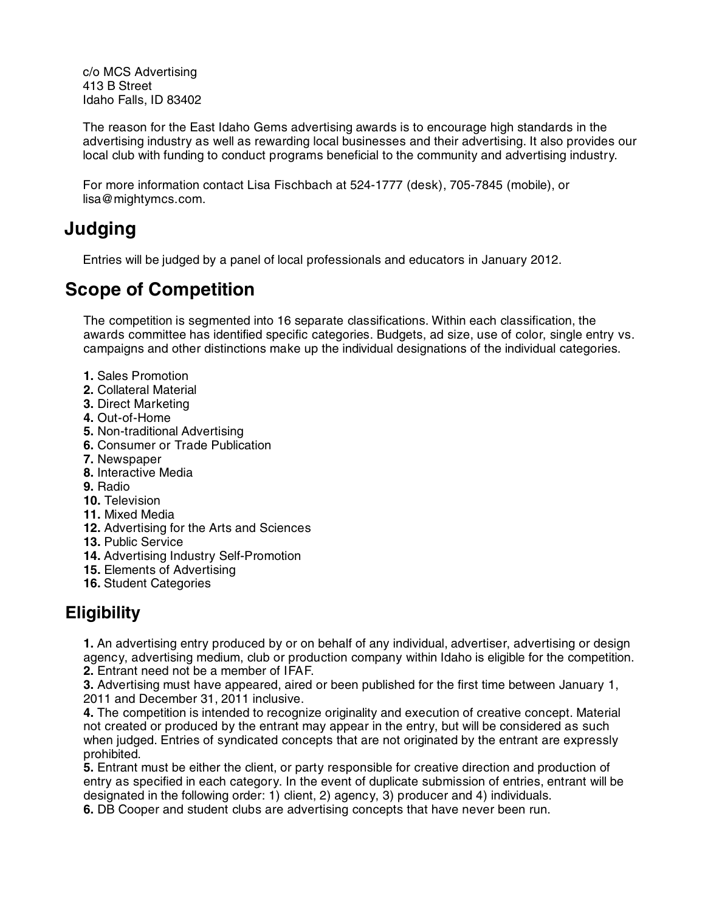c/o MCS Advertising
413 B Street
Idaho Falls, ID 83402

The reason for the East Idaho Gems advertising awards is to encourage high standards in the advertising industry as well as rewarding local businesses and their advertising. It also provides our local club with funding to conduct programs beneficial to the community and advertising industry.

For more information contact Lisa Fischbach at 524-1777 (desk), 705-7845 (mobile), or lisa@mightymcs.com.

## Judging

Entries will be judged by a panel of local professionals and educators in January 2012.

## Scope of Competition

The competition is segmented into 16 separate classifications. Within each classification, the awards committee has identified specific categories. Budgets, ad size, use of color, single entry vs. campaigns and other distinctions make up the individual designations of the individual categories.

**1.** Sales Promotion
**2.** Collateral Material
**3.** Direct Marketing
**4.** Out-of-Home
**5.** Non-traditional Advertising
**6.** Consumer or Trade Publication
**7.** Newspaper
**8.** Interactive Media
**9.** Radio
**10.** Television
**11.** Mixed Media
**12.** Advertising for the Arts and Sciences
**13.** Public Service
**14.** Advertising Industry Self-Promotion
**15.** Elements of Advertising
**16.** Student Categories

## Eligibility

**1.** An advertising entry produced by or on behalf of any individual, advertiser, advertising or design agency, advertising medium, club or production company within Idaho is eligible for the competition.
**2.** Entrant need not be a member of IFAF.
**3.** Advertising must have appeared, aired or been published for the first time between January 1, 2011 and December 31, 2011 inclusive.
**4.** The competition is intended to recognize originality and execution of creative concept. Material not created or produced by the entrant may appear in the entry, but will be considered as such when judged. Entries of syndicated concepts that are not originated by the entrant are expressly prohibited.
**5.** Entrant must be either the client, or party responsible for creative direction and production of entry as specified in each category. In the event of duplicate submission of entries, entrant will be designated in the following order: 1) client, 2) agency, 3) producer and 4) individuals.
**6.** DB Cooper and student clubs are advertising concepts that have never been run.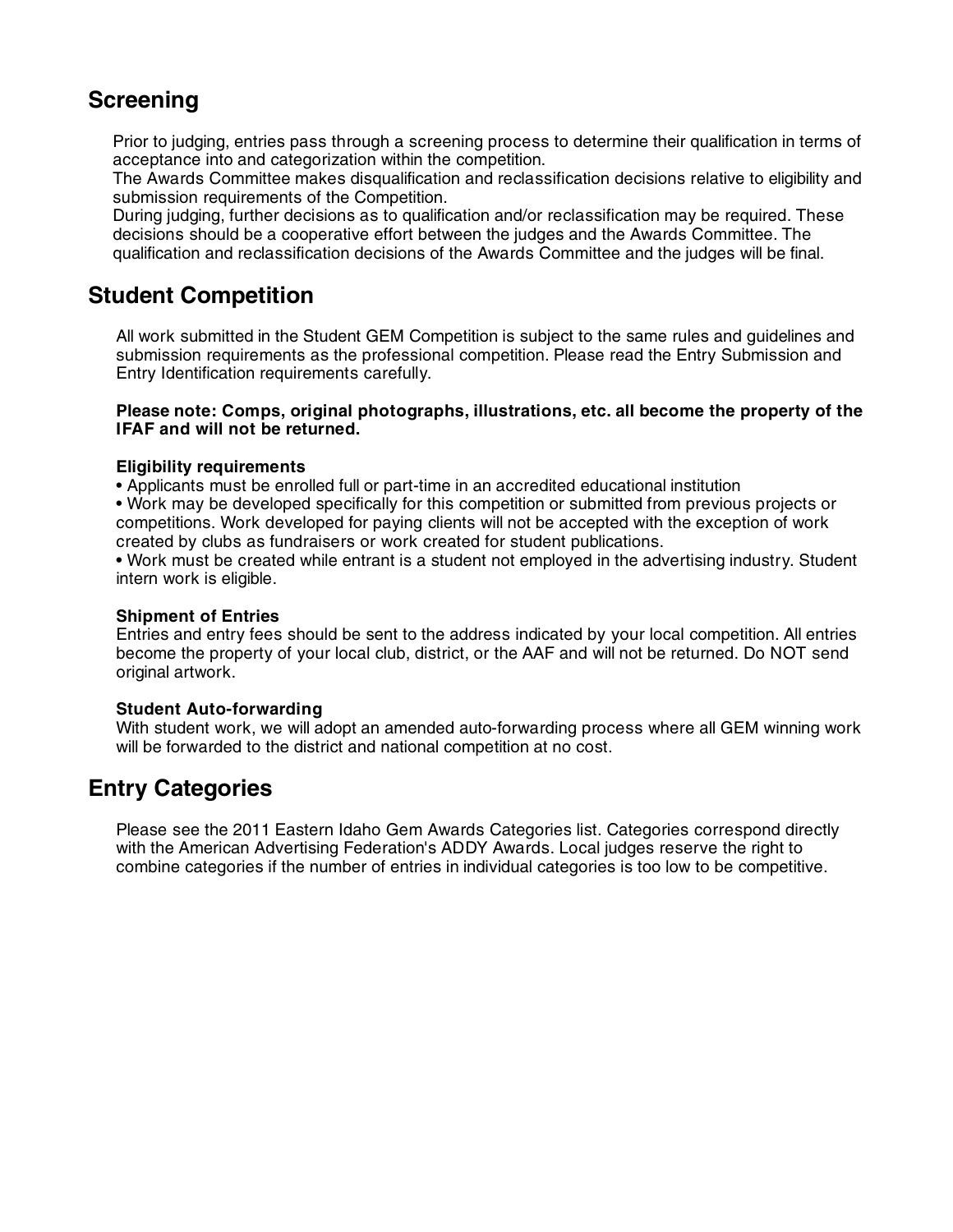## Screening

Prior to judging, entries pass through a screening process to determine their qualification in terms of acceptance into and categorization within the competition.
The Awards Committee makes disqualification and reclassification decisions relative to eligibility and submission requirements of the Competition.
During judging, further decisions as to qualification and/or reclassification may be required. These decisions should be a cooperative effort between the judges and the Awards Committee. The qualification and reclassification decisions of the Awards Committee and the judges will be final.

## Student Competition

All work submitted in the Student GEM Competition is subject to the same rules and guidelines and submission requirements as the professional competition. Please read the Entry Submission and Entry Identification requirements carefully.

**Please note: Comps, original photographs, illustrations, etc. all become the property of the IFAF and will not be returned.**

**Eligibility requirements**

- Applicants must be enrolled full or part-time in an accredited educational institution
- Work may be developed specifically for this competition or submitted from previous projects or competitions. Work developed for paying clients will not be accepted with the exception of work created by clubs as fundraisers or work created for student publications.
- Work must be created while entrant is a student not employed in the advertising industry. Student intern work is eligible.

**Shipment of Entries**

Entries and entry fees should be sent to the address indicated by your local competition. All entries become the property of your local club, district, or the AAF and will not be returned. Do NOT send original artwork.

**Student Auto-forwarding**

With student work, we will adopt an amended auto-forwarding process where all GEM winning work will be forwarded to the district and national competition at no cost.

## Entry Categories

Please see the 2011 Eastern Idaho Gem Awards Categories list. Categories correspond directly with the American Advertising Federation's ADDY Awards. Local judges reserve the right to combine categories if the number of entries in individual categories is too low to be competitive.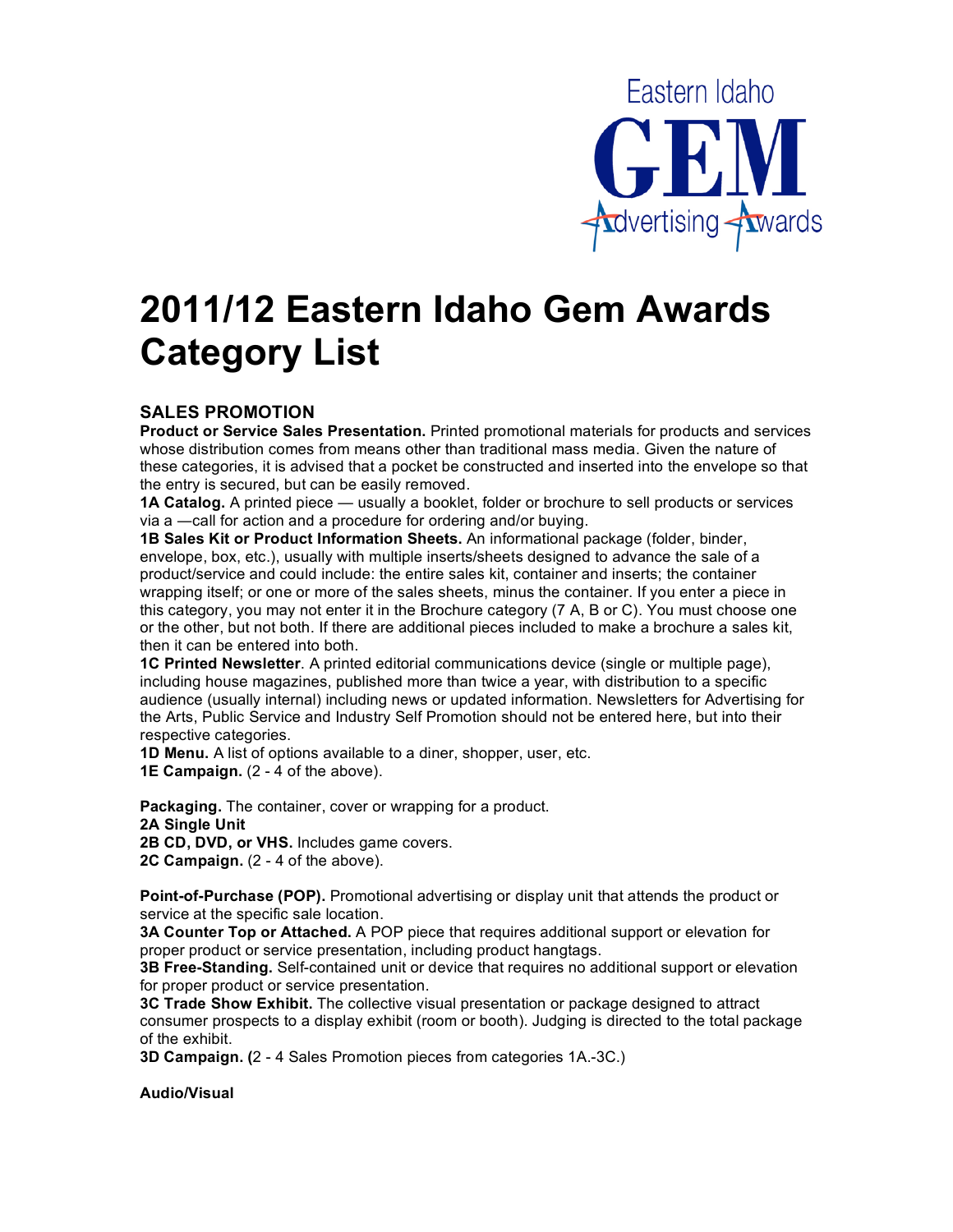# 2011/12 Eastern Idaho Gem Awards Category List

### SALES PROMOTION

**Product or Service Sales Presentation.** Printed promotional materials for products and services whose distribution comes from means other than traditional mass media. Given the nature of these categories, it is advised that a pocket be constructed and inserted into the envelope so that the entry is secured, but can be easily removed.

**1A Catalog.** A printed piece — usually a booklet, folder or brochure to sell products or services via a —call for action and a procedure for ordering and/or buying.

**1B Sales Kit or Product Information Sheets.** An informational package (folder, binder, envelope, box, etc.), usually with multiple inserts/sheets designed to advance the sale of a product/service and could include: the entire sales kit, container and inserts; the container wrapping itself; or one or more of the sales sheets, minus the container. If you enter a piece in this category, you may not enter it in the Brochure category (7 A, B or C). You must choose one or the other, but not both. If there are additional pieces included to make a brochure a sales kit, then it can be entered into both.

**1C Printed Newsletter**. A printed editorial communications device (single or multiple page), including house magazines, published more than twice a year, with distribution to a specific audience (usually internal) including news or updated information. Newsletters for Advertising for the Arts, Public Service and Industry Self Promotion should not be entered here, but into their respective categories.

**1D Menu.** A list of options available to a diner, shopper, user, etc.

**1E Campaign.** (2 - 4 of the above).

**Packaging.** The container, cover or wrapping for a product.

**2A Single Unit**

**2B CD, DVD, or VHS.** Includes game covers.

**2C Campaign.** (2 - 4 of the above).

**Point-of-Purchase (POP).** Promotional advertising or display unit that attends the product or service at the specific sale location.

**3A Counter Top or Attached.** A POP piece that requires additional support or elevation for proper product or service presentation, including product hangtags.

**3B Free-Standing.** Self-contained unit or device that requires no additional support or elevation for proper product or service presentation.

**3C Trade Show Exhibit.** The collective visual presentation or package designed to attract consumer prospects to a display exhibit (room or booth). Judging is directed to the total package of the exhibit.

**3D Campaign. (**2 - 4 Sales Promotion pieces from categories 1A.-3C.)

**Audio/Visual**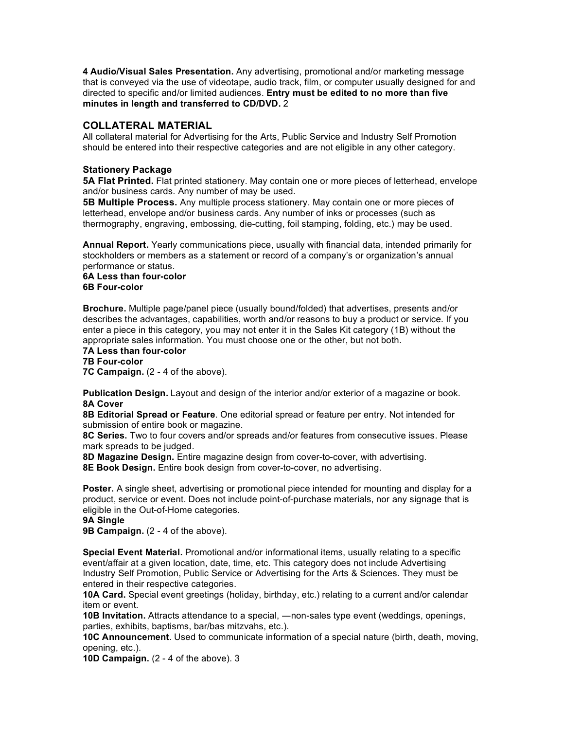**4 Audio/Visual Sales Presentation.** Any advertising, promotional and/or marketing message that is conveyed via the use of videotape, audio track, film, or computer usually designed for and directed to specific and/or limited audiences. **Entry must be edited to no more than five minutes in length and transferred to CD/DVD.** 2

## COLLATERAL MATERIAL

All collateral material for Advertising for the Arts, Public Service and Industry Self Promotion should be entered into their respective categories and are not eligible in any other category.

**Stationery Package**

**5A Flat Printed.** Flat printed stationery. May contain one or more pieces of letterhead, envelope and/or business cards. Any number of may be used.

**5B Multiple Process.** Any multiple process stationery. May contain one or more pieces of letterhead, envelope and/or business cards. Any number of inks or processes (such as thermography, engraving, embossing, die-cutting, foil stamping, folding, etc.) may be used.

**Annual Report.** Yearly communications piece, usually with financial data, intended primarily for stockholders or members as a statement or record of a company's or organization's annual performance or status.

**6A Less than four-color**

**6B Four-color**

**Brochure.** Multiple page/panel piece (usually bound/folded) that advertises, presents and/or describes the advantages, capabilities, worth and/or reasons to buy a product or service. If you enter a piece in this category, you may not enter it in the Sales Kit category (1B) without the appropriate sales information. You must choose one or the other, but not both.

**7A Less than four-color**

**7B Four-color**

**7C Campaign.** (2 - 4 of the above).

**Publication Design.** Layout and design of the interior and/or exterior of a magazine or book.

**8A Cover**

**8B Editorial Spread or Feature**. One editorial spread or feature per entry. Not intended for submission of entire book or magazine.

**8C Series.** Two to four covers and/or spreads and/or features from consecutive issues. Please mark spreads to be judged.

**8D Magazine Design.** Entire magazine design from cover-to-cover, with advertising.

**8E Book Design.** Entire book design from cover-to-cover, no advertising.

**Poster.** A single sheet, advertising or promotional piece intended for mounting and display for a product, service or event. Does not include point-of-purchase materials, nor any signage that is eligible in the Out-of-Home categories.

**9A Single**

**9B Campaign.** (2 - 4 of the above).

**Special Event Material.** Promotional and/or informational items, usually relating to a specific event/affair at a given location, date, time, etc. This category does not include Advertising Industry Self Promotion, Public Service or Advertising for the Arts & Sciences. They must be entered in their respective categories.

**10A Card.** Special event greetings (holiday, birthday, etc.) relating to a current and/or calendar item or event.

**10B Invitation.** Attracts attendance to a special, —non-sales type event (weddings, openings, parties, exhibits, baptisms, bar/bas mitzvahs, etc.).

**10C Announcement**. Used to communicate information of a special nature (birth, death, moving, opening, etc.).

**10D Campaign.** (2 - 4 of the above). 3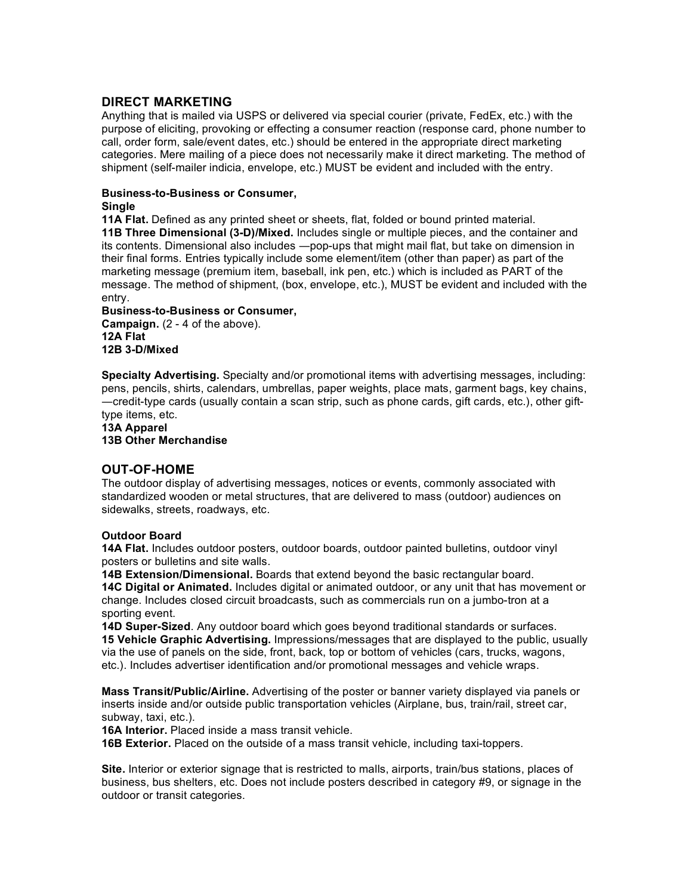## DIRECT MARKETING

Anything that is mailed via USPS or delivered via special courier (private, FedEx, etc.) with the purpose of eliciting, provoking or effecting a consumer reaction (response card, phone number to call, order form, sale/event dates, etc.) should be entered in the appropriate direct marketing categories. Mere mailing of a piece does not necessarily make it direct marketing. The method of shipment (self-mailer indicia, envelope, etc.) MUST be evident and included with the entry.

**Business-to-Business or Consumer,**
**Single**

**11A Flat.** Defined as any printed sheet or sheets, flat, folded or bound printed material.

**11B Three Dimensional (3-D)/Mixed.** Includes single or multiple pieces, and the container and its contents. Dimensional also includes —pop-ups that might mail flat, but take on dimension in their final forms. Entries typically include some element/item (other than paper) as part of the marketing message (premium item, baseball, ink pen, etc.) which is included as PART of the message. The method of shipment, (box, envelope, etc.), MUST be evident and included with the entry.

**Business-to-Business or Consumer,**
**Campaign.** (2 - 4 of the above).
**12A Flat**
**12B 3-D/Mixed**

**Specialty Advertising.** Specialty and/or promotional items with advertising messages, including: pens, pencils, shirts, calendars, umbrellas, paper weights, place mats, garment bags, key chains, —credit-type cards (usually contain a scan strip, such as phone cards, gift cards, etc.), other gift-type items, etc.
**13A Apparel**
**13B Other Merchandise**

## OUT-OF-HOME

The outdoor display of advertising messages, notices or events, commonly associated with standardized wooden or metal structures, that are delivered to mass (outdoor) audiences on sidewalks, streets, roadways, etc.

**Outdoor Board**

**14A Flat.** Includes outdoor posters, outdoor boards, outdoor painted bulletins, outdoor vinyl posters or bulletins and site walls.

**14B Extension/Dimensional.** Boards that extend beyond the basic rectangular board.

**14C Digital or Animated.** Includes digital or animated outdoor, or any unit that has movement or change. Includes closed circuit broadcasts, such as commercials run on a jumbo-tron at a sporting event.

**14D Super-Sized**. Any outdoor board which goes beyond traditional standards or surfaces.

**15 Vehicle Graphic Advertising.** Impressions/messages that are displayed to the public, usually via the use of panels on the side, front, back, top or bottom of vehicles (cars, trucks, wagons, etc.). Includes advertiser identification and/or promotional messages and vehicle wraps.

**Mass Transit/Public/Airline.** Advertising of the poster or banner variety displayed via panels or inserts inside and/or outside public transportation vehicles (Airplane, bus, train/rail, street car, subway, taxi, etc.).

**16A Interior.** Placed inside a mass transit vehicle.

**16B Exterior.** Placed on the outside of a mass transit vehicle, including taxi-toppers.

**Site.** Interior or exterior signage that is restricted to malls, airports, train/bus stations, places of business, bus shelters, etc. Does not include posters described in category #9, or signage in the outdoor or transit categories.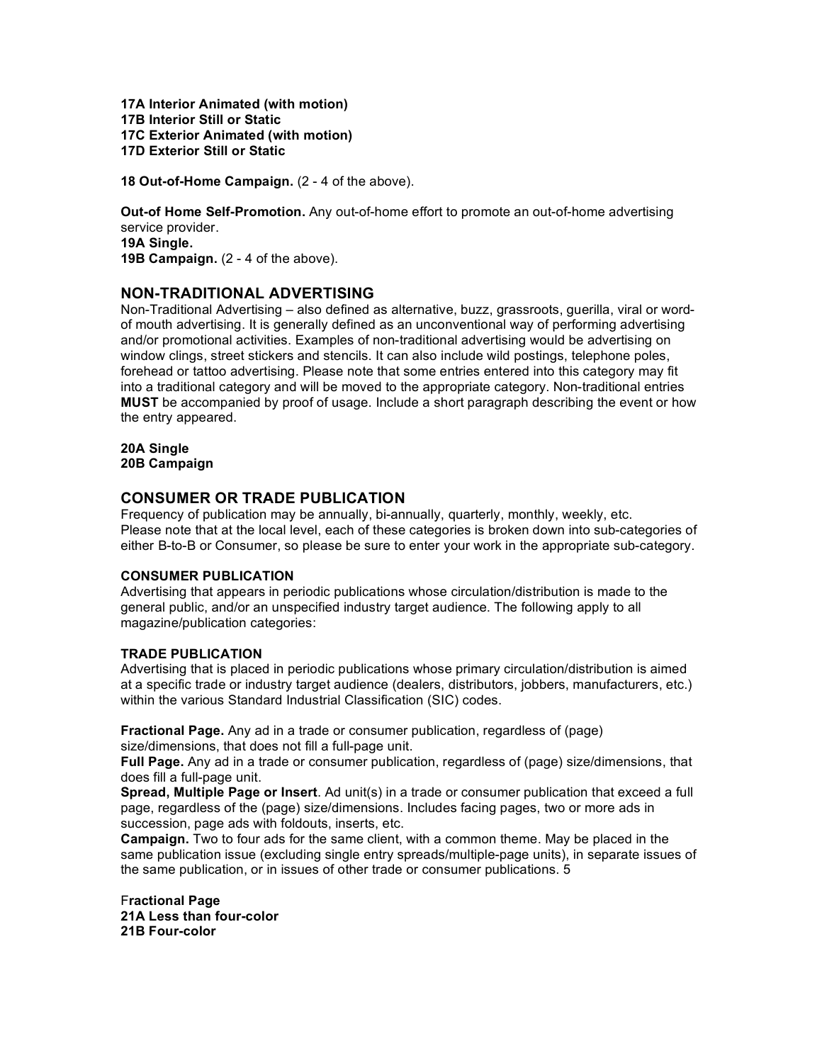**17A Interior Animated (with motion)**
**17B Interior Still or Static**
**17C Exterior Animated (with motion)**
**17D Exterior Still or Static**

**18 Out-of-Home Campaign.** (2 - 4 of the above).

**Out-of Home Self-Promotion.** Any out-of-home effort to promote an out-of-home advertising service provider.
**19A Single.**
**19B Campaign.** (2 - 4 of the above).

## NON-TRADITIONAL ADVERTISING

Non-Traditional Advertising – also defined as alternative, buzz, grassroots, guerilla, viral or word-of mouth advertising. It is generally defined as an unconventional way of performing advertising and/or promotional activities. Examples of non-traditional advertising would be advertising on window clings, street stickers and stencils. It can also include wild postings, telephone poles, forehead or tattoo advertising. Please note that some entries entered into this category may fit into a traditional category and will be moved to the appropriate category. Non-traditional entries **MUST** be accompanied by proof of usage. Include a short paragraph describing the event or how the entry appeared.

**20A Single**
**20B Campaign**

## CONSUMER OR TRADE PUBLICATION

Frequency of publication may be annually, bi-annually, quarterly, monthly, weekly, etc.
Please note that at the local level, each of these categories is broken down into sub-categories of either B-to-B or Consumer, so please be sure to enter your work in the appropriate sub-category.

### CONSUMER PUBLICATION

Advertising that appears in periodic publications whose circulation/distribution is made to the general public, and/or an unspecified industry target audience. The following apply to all magazine/publication categories:

### TRADE PUBLICATION

Advertising that is placed in periodic publications whose primary circulation/distribution is aimed at a specific trade or industry target audience (dealers, distributors, jobbers, manufacturers, etc.) within the various Standard Industrial Classification (SIC) codes.

**Fractional Page.** Any ad in a trade or consumer publication, regardless of (page) size/dimensions, that does not fill a full-page unit.
**Full Page.** Any ad in a trade or consumer publication, regardless of (page) size/dimensions, that does fill a full-page unit.
**Spread, Multiple Page or Insert**. Ad unit(s) in a trade or consumer publication that exceed a full page, regardless of the (page) size/dimensions. Includes facing pages, two or more ads in succession, page ads with foldouts, inserts, etc.
**Campaign.** Two to four ads for the same client, with a common theme. May be placed in the same publication issue (excluding single entry spreads/multiple-page units), in separate issues of the same publication, or in issues of other trade or consumer publications. 5

**Fractional Page**
**21A Less than four-color**
**21B Four-color**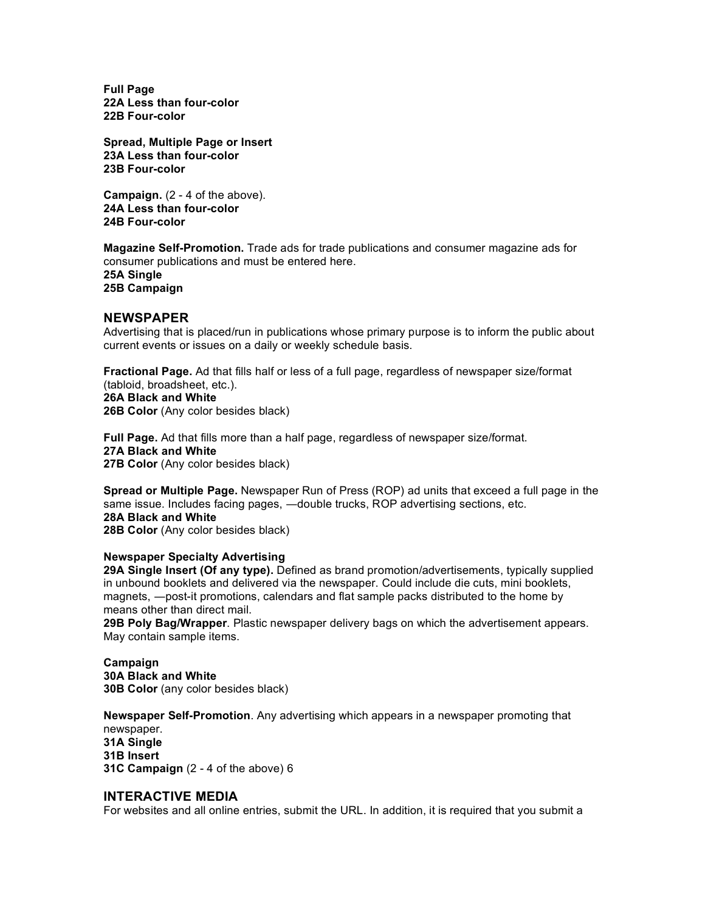**Full Page**
**22A Less than four-color**
**22B Four-color**

**Spread, Multiple Page or Insert**
**23A Less than four-color**
**23B Four-color**

**Campaign.** (2 - 4 of the above).
**24A Less than four-color**
**24B Four-color**

**Magazine Self-Promotion.** Trade ads for trade publications and consumer magazine ads for consumer publications and must be entered here.
**25A Single**
**25B Campaign**

## NEWSPAPER

Advertising that is placed/run in publications whose primary purpose is to inform the public about current events or issues on a daily or weekly schedule basis.

**Fractional Page.** Ad that fills half or less of a full page, regardless of newspaper size/format (tabloid, broadsheet, etc.).
**26A Black and White**
**26B Color** (Any color besides black)

**Full Page.** Ad that fills more than a half page, regardless of newspaper size/format.
**27A Black and White**
**27B Color** (Any color besides black)

**Spread or Multiple Page.** Newspaper Run of Press (ROP) ad units that exceed a full page in the same issue. Includes facing pages, —double trucks, ROP advertising sections, etc.
**28A Black and White**
**28B Color** (Any color besides black)

**Newspaper Specialty Advertising**
**29A Single Insert (Of any type).** Defined as brand promotion/advertisements, typically supplied in unbound booklets and delivered via the newspaper. Could include die cuts, mini booklets, magnets, —post-it promotions, calendars and flat sample packs distributed to the home by means other than direct mail.
**29B Poly Bag/Wrapper**. Plastic newspaper delivery bags on which the advertisement appears. May contain sample items.

**Campaign**
**30A Black and White**
**30B Color** (any color besides black)

**Newspaper Self-Promotion**. Any advertising which appears in a newspaper promoting that newspaper.
**31A Single**
**31B Insert**
**31C Campaign** (2 - 4 of the above) 6

## INTERACTIVE MEDIA

For websites and all online entries, submit the URL. In addition, it is required that you submit a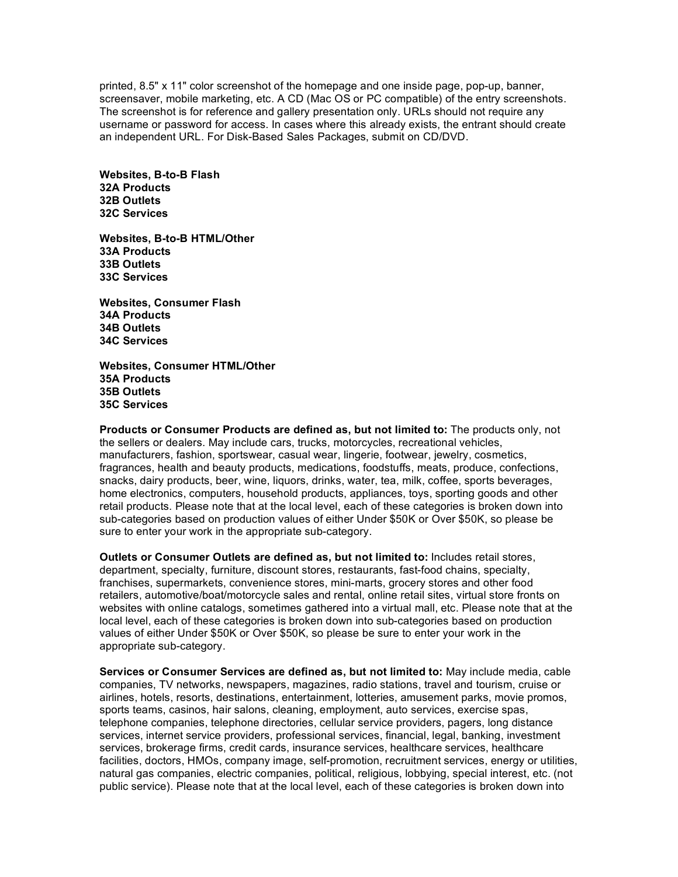printed, 8.5" x 11" color screenshot of the homepage and one inside page, pop-up, banner, screensaver, mobile marketing, etc. A CD (Mac OS or PC compatible) of the entry screenshots. The screenshot is for reference and gallery presentation only. URLs should not require any username or password for access. In cases where this already exists, the entrant should create an independent URL. For Disk-Based Sales Packages, submit on CD/DVD.

**Websites, B-to-B Flash**
**32A Products**
**32B Outlets**
**32C Services**

**Websites, B-to-B HTML/Other**
**33A Products**
**33B Outlets**
**33C Services**

**Websites, Consumer Flash**
**34A Products**
**34B Outlets**
**34C Services**

**Websites, Consumer HTML/Other**
**35A Products**
**35B Outlets**
**35C Services**

**Products or Consumer Products are defined as, but not limited to:** The products only, not the sellers or dealers. May include cars, trucks, motorcycles, recreational vehicles, manufacturers, fashion, sportswear, casual wear, lingerie, footwear, jewelry, cosmetics, fragrances, health and beauty products, medications, foodstuffs, meats, produce, confections, snacks, dairy products, beer, wine, liquors, drinks, water, tea, milk, coffee, sports beverages, home electronics, computers, household products, appliances, toys, sporting goods and other retail products. Please note that at the local level, each of these categories is broken down into sub-categories based on production values of either Under $50K or Over $50K, so please be sure to enter your work in the appropriate sub-category.

**Outlets or Consumer Outlets are defined as, but not limited to:** Includes retail stores, department, specialty, furniture, discount stores, restaurants, fast-food chains, specialty, franchises, supermarkets, convenience stores, mini-marts, grocery stores and other food retailers, automotive/boat/motorcycle sales and rental, online retail sites, virtual store fronts on websites with online catalogs, sometimes gathered into a virtual mall, etc. Please note that at the local level, each of these categories is broken down into sub-categories based on production values of either Under $50K or Over $50K, so please be sure to enter your work in the appropriate sub-category.

**Services or Consumer Services are defined as, but not limited to:** May include media, cable companies, TV networks, newspapers, magazines, radio stations, travel and tourism, cruise or airlines, hotels, resorts, destinations, entertainment, lotteries, amusement parks, movie promos, sports teams, casinos, hair salons, cleaning, employment, auto services, exercise spas, telephone companies, telephone directories, cellular service providers, pagers, long distance services, internet service providers, professional services, financial, legal, banking, investment services, brokerage firms, credit cards, insurance services, healthcare services, healthcare facilities, doctors, HMOs, company image, self-promotion, recruitment services, energy or utilities, natural gas companies, electric companies, political, religious, lobbying, special interest, etc. (not public service). Please note that at the local level, each of these categories is broken down into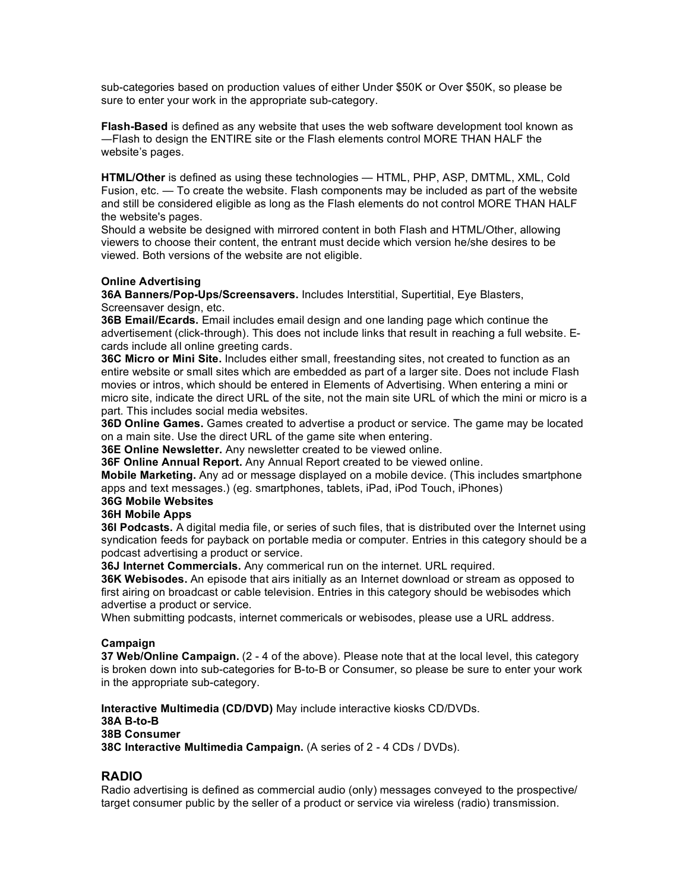sub-categories based on production values of either Under $50K or Over $50K, so please be sure to enter your work in the appropriate sub-category.

**Flash-Based** is defined as any website that uses the web software development tool known as —Flash to design the ENTIRE site or the Flash elements control MORE THAN HALF the website's pages.

**HTML/Other** is defined as using these technologies — HTML, PHP, ASP, DMTML, XML, Cold Fusion, etc. — To create the website. Flash components may be included as part of the website and still be considered eligible as long as the Flash elements do not control MORE THAN HALF the website's pages.
Should a website be designed with mirrored content in both Flash and HTML/Other, allowing viewers to choose their content, the entrant must decide which version he/she desires to be viewed. Both versions of the website are not eligible.

**Online Advertising**
**36A Banners/Pop-Ups/Screensavers.** Includes Interstitial, Supertitial, Eye Blasters, Screensaver design, etc.
**36B Email/Ecards.** Email includes email design and one landing page which continue the advertisement (click-through). This does not include links that result in reaching a full website. E-cards include all online greeting cards.
**36C Micro or Mini Site.** Includes either small, freestanding sites, not created to function as an entire website or small sites which are embedded as part of a larger site. Does not include Flash movies or intros, which should be entered in Elements of Advertising. When entering a mini or micro site, indicate the direct URL of the site, not the main site URL of which the mini or micro is a part. This includes social media websites.
**36D Online Games.** Games created to advertise a product or service. The game may be located on a main site. Use the direct URL of the game site when entering.
**36E Online Newsletter.** Any newsletter created to be viewed online.
**36F Online Annual Report.** Any Annual Report created to be viewed online.
**Mobile Marketing.** Any ad or message displayed on a mobile device. (This includes smartphone apps and text messages.) (eg. smartphones, tablets, iPad, iPod Touch, iPhones)
**36G Mobile Websites**
**36H Mobile Apps**
**36I Podcasts.** A digital media file, or series of such files, that is distributed over the Internet using syndication feeds for payback on portable media or computer. Entries in this category should be a podcast advertising a product or service.
**36J Internet Commercials.** Any commerical run on the internet. URL required.
**36K Webisodes.** An episode that airs initially as an Internet download or stream as opposed to first airing on broadcast or cable television. Entries in this category should be webisodes which advertise a product or service.
When submitting podcasts, internet commericals or webisodes, please use a URL address.

**Campaign**
**37 Web/Online Campaign.** (2 - 4 of the above). Please note that at the local level, this category is broken down into sub-categories for B-to-B or Consumer, so please be sure to enter your work in the appropriate sub-category.

**Interactive Multimedia (CD/DVD)** May include interactive kiosks CD/DVDs.
**38A B-to-B**
**38B Consumer**
**38C Interactive Multimedia Campaign.** (A series of 2 - 4 CDs / DVDs).

## RADIO

Radio advertising is defined as commercial audio (only) messages conveyed to the prospective/ target consumer public by the seller of a product or service via wireless (radio) transmission.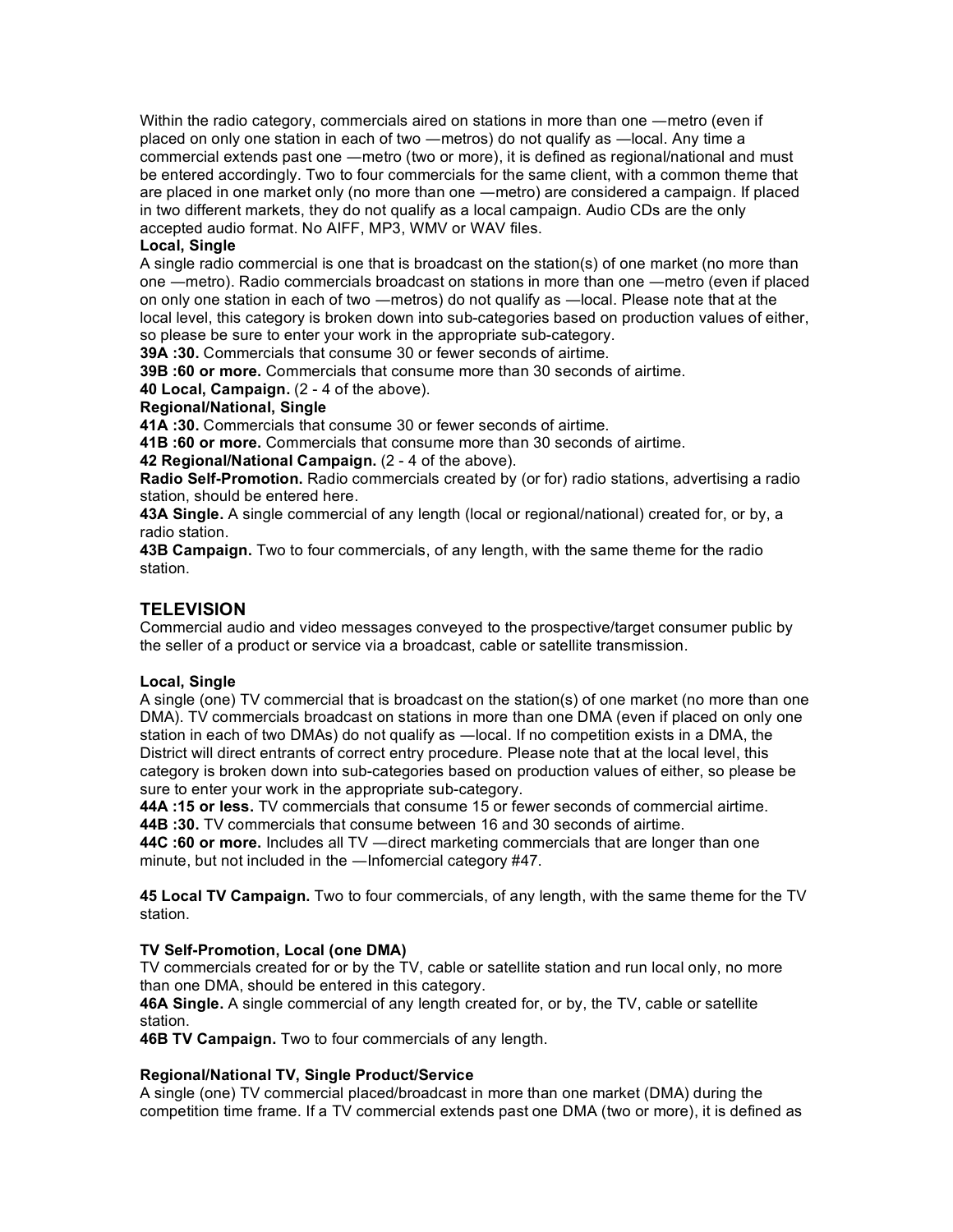Within the radio category, commercials aired on stations in more than one —metro (even if placed on only one station in each of two —metros) do not qualify as —local. Any time a commercial extends past one —metro (two or more), it is defined as regional/national and must be entered accordingly. Two to four commercials for the same client, with a common theme that are placed in one market only (no more than one —metro) are considered a campaign. If placed in two different markets, they do not qualify as a local campaign. Audio CDs are the only accepted audio format. No AIFF, MP3, WMV or WAV files.

**Local, Single**

A single radio commercial is one that is broadcast on the station(s) of one market (no more than one —metro). Radio commercials broadcast on stations in more than one —metro (even if placed on only one station in each of two —metros) do not qualify as —local. Please note that at the local level, this category is broken down into sub-categories based on production values of either, so please be sure to enter your work in the appropriate sub-category.

**39A :30.** Commercials that consume 30 or fewer seconds of airtime.

**39B :60 or more.** Commercials that consume more than 30 seconds of airtime.

**40 Local, Campaign.** (2 - 4 of the above).

**Regional/National, Single**

**41A :30.** Commercials that consume 30 or fewer seconds of airtime.

**41B :60 or more.** Commercials that consume more than 30 seconds of airtime.

**42 Regional/National Campaign.** (2 - 4 of the above).

**Radio Self-Promotion.** Radio commercials created by (or for) radio stations, advertising a radio station, should be entered here.

**43A Single.** A single commercial of any length (local or regional/national) created for, or by, a radio station.

**43B Campaign.** Two to four commercials, of any length, with the same theme for the radio station.

## TELEVISION

Commercial audio and video messages conveyed to the prospective/target consumer public by the seller of a product or service via a broadcast, cable or satellite transmission.

**Local, Single**

A single (one) TV commercial that is broadcast on the station(s) of one market (no more than one DMA). TV commercials broadcast on stations in more than one DMA (even if placed on only one station in each of two DMAs) do not qualify as —local. If no competition exists in a DMA, the District will direct entrants of correct entry procedure. Please note that at the local level, this category is broken down into sub-categories based on production values of either, so please be sure to enter your work in the appropriate sub-category.

**44A :15 or less.** TV commercials that consume 15 or fewer seconds of commercial airtime.

**44B :30.** TV commercials that consume between 16 and 30 seconds of airtime.

**44C :60 or more.** Includes all TV —direct marketing commercials that are longer than one minute, but not included in the —Infomercial category #47.

**45 Local TV Campaign.** Two to four commercials, of any length, with the same theme for the TV station.

**TV Self-Promotion, Local (one DMA)**

TV commercials created for or by the TV, cable or satellite station and run local only, no more than one DMA, should be entered in this category.

**46A Single.** A single commercial of any length created for, or by, the TV, cable or satellite station.

**46B TV Campaign.** Two to four commercials of any length.

**Regional/National TV, Single Product/Service**

A single (one) TV commercial placed/broadcast in more than one market (DMA) during the competition time frame. If a TV commercial extends past one DMA (two or more), it is defined as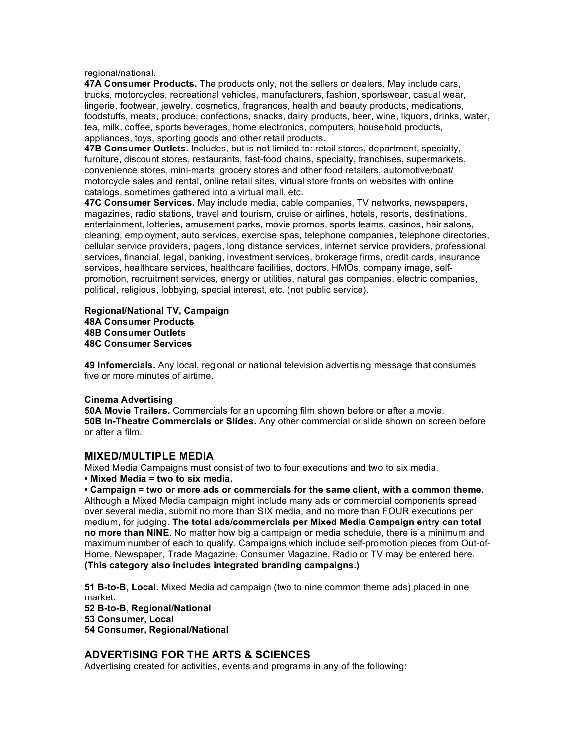regional/national.

**47A Consumer Products.** The products only, not the sellers or dealers. May include cars, trucks, motorcycles, recreational vehicles, manufacturers, fashion, sportswear, casual wear, lingerie, footwear, jewelry, cosmetics, fragrances, health and beauty products, medications, foodstuffs, meats, produce, confections, snacks, dairy products, beer, wine, liquors, drinks, water, tea, milk, coffee, sports beverages, home electronics, computers, household products, appliances, toys, sporting goods and other retail products.

**47B Consumer Outlets.** Includes, but is not limited to: retail stores, department, specialty, furniture, discount stores, restaurants, fast-food chains, specialty, franchises, supermarkets, convenience stores, mini-marts, grocery stores and other food retailers, automotive/boat/ motorcycle sales and rental, online retail sites, virtual store fronts on websites with online catalogs, sometimes gathered into a virtual mall, etc.

**47C Consumer Services.** May include media, cable companies, TV networks, newspapers, magazines, radio stations, travel and tourism, cruise or airlines, hotels, resorts, destinations, entertainment, lotteries, amusement parks, movie promos, sports teams, casinos, hair salons, cleaning, employment, auto services, exercise spas, telephone companies, telephone directories, cellular service providers, pagers, long distance services, internet service providers, professional services, financial, legal, banking, investment services, brokerage firms, credit cards, insurance services, healthcare services, healthcare facilities, doctors, HMOs, company image, self-promotion, recruitment services, energy or utilities, natural gas companies, electric companies, political, religious, lobbying, special interest, etc. (not public service).

**Regional/National TV, Campaign**
**48A Consumer Products**
**48B Consumer Outlets**
**48C Consumer Services**

**49 Infomercials.** Any local, regional or national television advertising message that consumes five or more minutes of airtime.

**Cinema Advertising**
**50A Movie Trailers.** Commercials for an upcoming film shown before or after a movie.
**50B In-Theatre Commercials or Slides.** Any other commercial or slide shown on screen before or after a film.

## MIXED/MULTIPLE MEDIA

Mixed Media Campaigns must consist of two to four executions and two to six media.

- **Mixed Media = two to six media.**
- **Campaign = two or more ads or commercials for the same client, with a common theme.**

Although a Mixed Media campaign might include many ads or commercial components spread over several media, submit no more than SIX media, and no more than FOUR executions per medium, for judging. **The total ads/commercials per Mixed Media Campaign entry can total no more than NINE**. No matter how big a campaign or media schedule, there is a minimum and maximum number of each to qualify. Campaigns which include self-promotion pieces from Out-of-Home, Newspaper, Trade Magazine, Consumer Magazine, Radio or TV may be entered here. **(This category also includes integrated branding campaigns.)**

**51 B-to-B, Local.** Mixed Media ad campaign (two to nine common theme ads) placed in one market.
**52 B-to-B, Regional/National**
**53 Consumer, Local**
**54 Consumer, Regional/National**

## ADVERTISING FOR THE ARTS & SCIENCES

Advertising created for activities, events and programs in any of the following: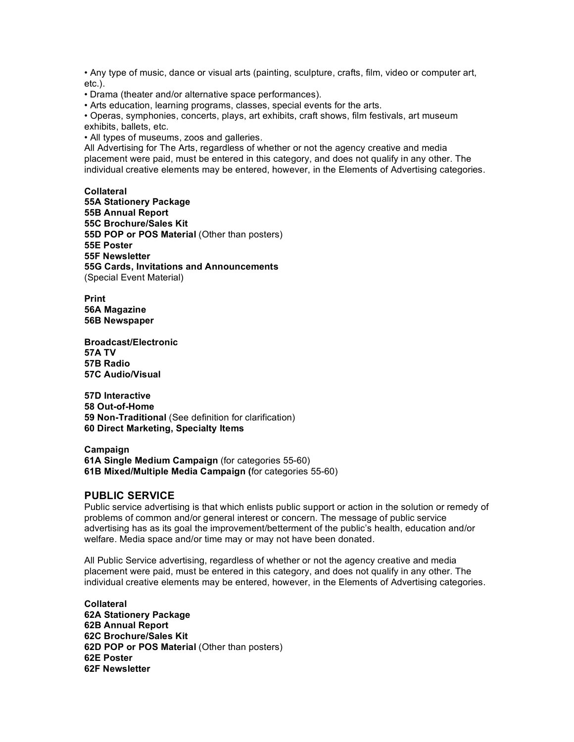- Any type of music, dance or visual arts (painting, sculpture, crafts, film, video or computer art, etc.).
- Drama (theater and/or alternative space performances).
- Arts education, learning programs, classes, special events for the arts.
- Operas, symphonies, concerts, plays, art exhibits, craft shows, film festivals, art museum exhibits, ballets, etc.
- All types of museums, zoos and galleries.

All Advertising for The Arts, regardless of whether or not the agency creative and media placement were paid, must be entered in this category, and does not qualify in any other. The individual creative elements may be entered, however, in the Elements of Advertising categories.

**Collateral**
**55A Stationery Package**
**55B Annual Report**
**55C Brochure/Sales Kit**
**55D POP or POS Material** (Other than posters)
**55E Poster**
**55F Newsletter**
**55G Cards, Invitations and Announcements**
(Special Event Material)

**Print**
**56A Magazine**
**56B Newspaper**

**Broadcast/Electronic**
**57A TV**
**57B Radio**
**57C Audio/Visual**

**57D Interactive**
**58 Out-of-Home**
**59 Non-Traditional** (See definition for clarification)
**60 Direct Marketing, Specialty Items**

**Campaign**
**61A Single Medium Campaign** (for categories 55-60)
**61B Mixed/Multiple Media Campaign (**for categories 55-60)

## PUBLIC SERVICE

Public service advertising is that which enlists public support or action in the solution or remedy of problems of common and/or general interest or concern. The message of public service advertising has as its goal the improvement/betterment of the public's health, education and/or welfare. Media space and/or time may or may not have been donated.

All Public Service advertising, regardless of whether or not the agency creative and media placement were paid, must be entered in this category, and does not qualify in any other. The individual creative elements may be entered, however, in the Elements of Advertising categories.

**Collateral**
**62A Stationery Package**
**62B Annual Report**
**62C Brochure/Sales Kit**
**62D POP or POS Material** (Other than posters)
**62E Poster**
**62F Newsletter**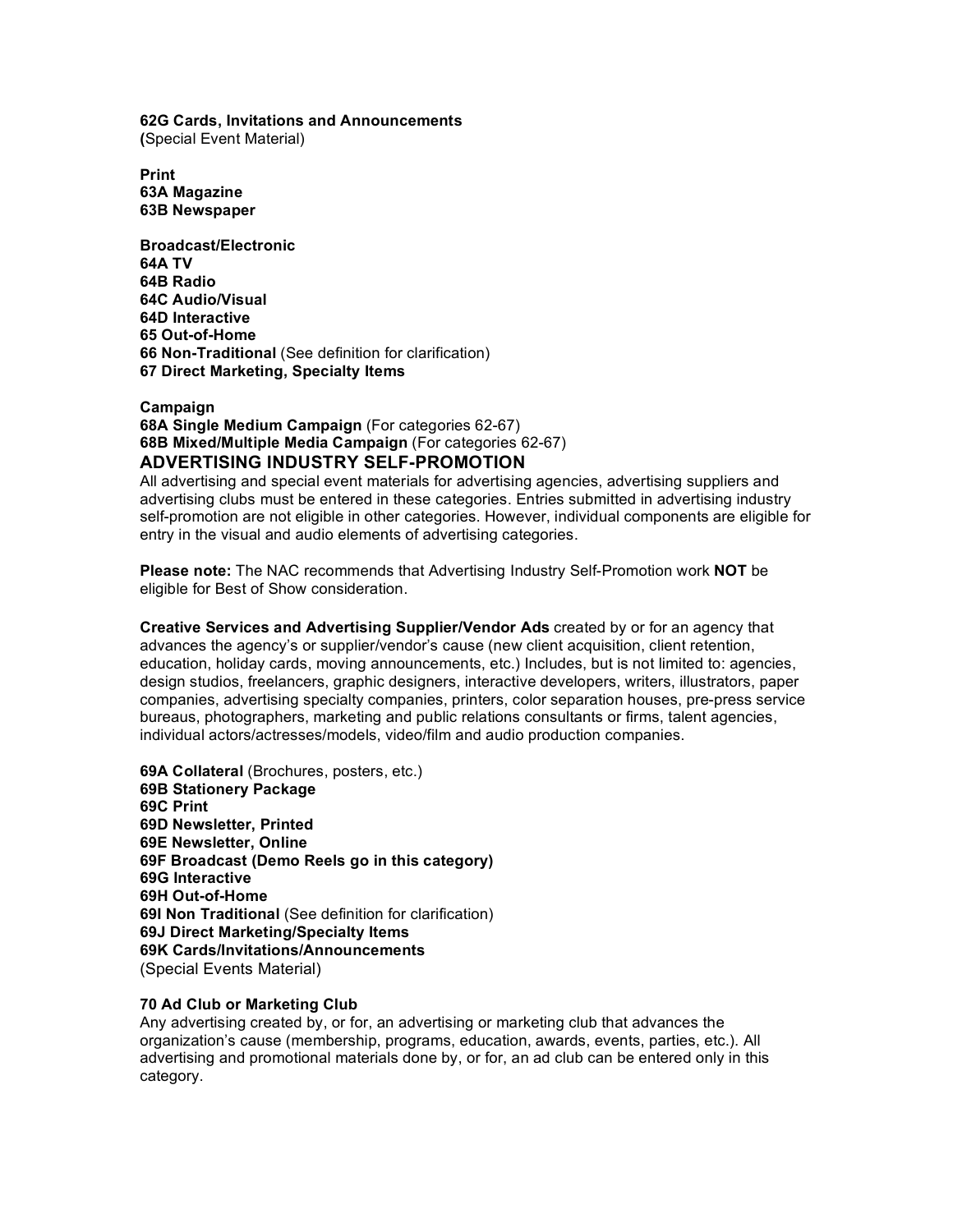**62G Cards, Invitations and Announcements**
**(**Special Event Material)

**Print**
**63A Magazine**
**63B Newspaper**

**Broadcast/Electronic**
**64A TV**
**64B Radio**
**64C Audio/Visual**
**64D Interactive**
**65 Out-of-Home**
**66 Non-Traditional** (See definition for clarification)
**67 Direct Marketing, Specialty Items**

**Campaign**
**68A Single Medium Campaign** (For categories 62-67)
**68B Mixed/Multiple Media Campaign** (For categories 62-67)

## ADVERTISING INDUSTRY SELF-PROMOTION

All advertising and special event materials for advertising agencies, advertising suppliers and advertising clubs must be entered in these categories. Entries submitted in advertising industry self-promotion are not eligible in other categories. However, individual components are eligible for entry in the visual and audio elements of advertising categories.

**Please note:** The NAC recommends that Advertising Industry Self-Promotion work **NOT** be eligible for Best of Show consideration.

**Creative Services and Advertising Supplier/Vendor Ads** created by or for an agency that advances the agency's or supplier/vendor's cause (new client acquisition, client retention, education, holiday cards, moving announcements, etc.) Includes, but is not limited to: agencies, design studios, freelancers, graphic designers, interactive developers, writers, illustrators, paper companies, advertising specialty companies, printers, color separation houses, pre-press service bureaus, photographers, marketing and public relations consultants or firms, talent agencies, individual actors/actresses/models, video/film and audio production companies.

**69A Collateral** (Brochures, posters, etc.)
**69B Stationery Package**
**69C Print**
**69D Newsletter, Printed**
**69E Newsletter, Online**
**69F Broadcast (Demo Reels go in this category)**
**69G Interactive**
**69H Out-of-Home**
**69I Non Traditional** (See definition for clarification)
**69J Direct Marketing/Specialty Items**
**69K Cards/Invitations/Announcements**
(Special Events Material)

**70 Ad Club or Marketing Club**
Any advertising created by, or for, an advertising or marketing club that advances the organization's cause (membership, programs, education, awards, events, parties, etc.). All advertising and promotional materials done by, or for, an ad club can be entered only in this category.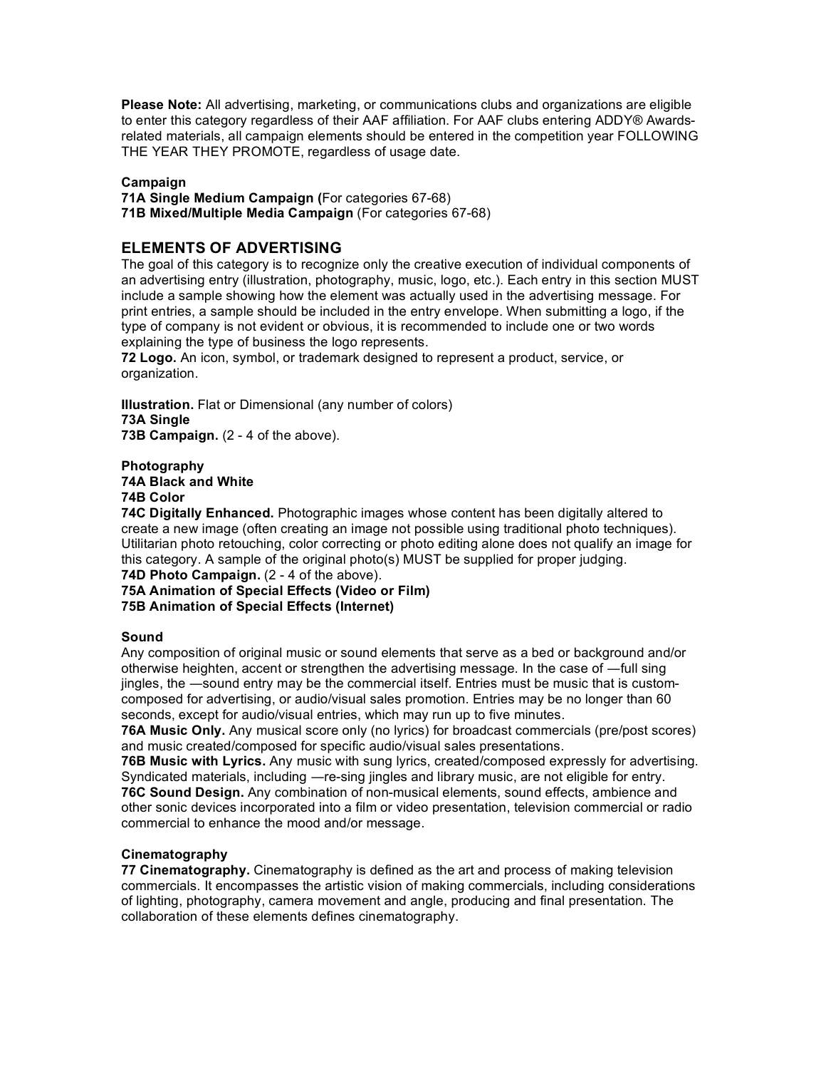**Please Note:** All advertising, marketing, or communications clubs and organizations are eligible to enter this category regardless of their AAF affiliation. For AAF clubs entering ADDY® Awards-related materials, all campaign elements should be entered in the competition year FOLLOWING THE YEAR THEY PROMOTE, regardless of usage date.

**Campaign**
**71A Single Medium Campaign (**For categories 67-68)
**71B Mixed/Multiple Media Campaign** (For categories 67-68)

## ELEMENTS OF ADVERTISING

The goal of this category is to recognize only the creative execution of individual components of an advertising entry (illustration, photography, music, logo, etc.). Each entry in this section MUST include a sample showing how the element was actually used in the advertising message. For print entries, a sample should be included in the entry envelope. When submitting a logo, if the type of company is not evident or obvious, it is recommended to include one or two words explaining the type of business the logo represents.
**72 Logo.** An icon, symbol, or trademark designed to represent a product, service, or organization.

**Illustration.** Flat or Dimensional (any number of colors)
**73A Single**
**73B Campaign.** (2 - 4 of the above).

**Photography**
**74A Black and White**
**74B Color**
**74C Digitally Enhanced.** Photographic images whose content has been digitally altered to create a new image (often creating an image not possible using traditional photo techniques). Utilitarian photo retouching, color correcting or photo editing alone does not qualify an image for this category. A sample of the original photo(s) MUST be supplied for proper judging.
**74D Photo Campaign.** (2 - 4 of the above).
**75A Animation of Special Effects (Video or Film)**
**75B Animation of Special Effects (Internet)**

**Sound**
Any composition of original music or sound elements that serve as a bed or background and/or otherwise heighten, accent or strengthen the advertising message. In the case of —full sing jingles, the —sound entry may be the commercial itself. Entries must be music that is custom-composed for advertising, or audio/visual sales promotion. Entries may be no longer than 60 seconds, except for audio/visual entries, which may run up to five minutes.
**76A Music Only.** Any musical score only (no lyrics) for broadcast commercials (pre/post scores) and music created/composed for specific audio/visual sales presentations.
**76B Music with Lyrics.** Any music with sung lyrics, created/composed expressly for advertising. Syndicated materials, including —re-sing jingles and library music, are not eligible for entry.
**76C Sound Design.** Any combination of non-musical elements, sound effects, ambience and other sonic devices incorporated into a film or video presentation, television commercial or radio commercial to enhance the mood and/or message.

**Cinematography**
**77 Cinematography.** Cinematography is defined as the art and process of making television commercials. It encompasses the artistic vision of making commercials, including considerations of lighting, photography, camera movement and angle, producing and final presentation. The collaboration of these elements defines cinematography.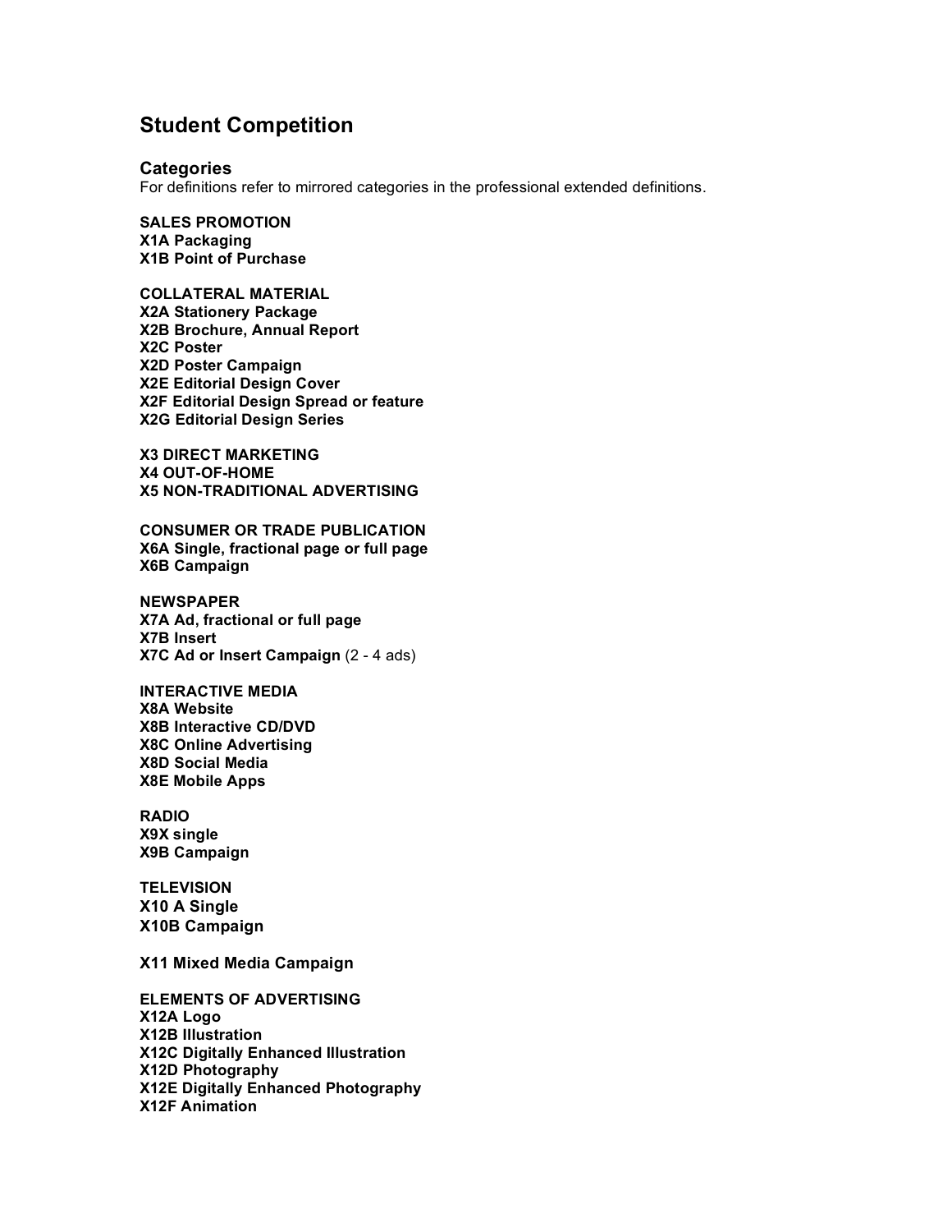## Student Competition

### Categories

For definitions refer to mirrored categories in the professional extended definitions.

**SALES PROMOTION**
**X1A Packaging**
**X1B Point of Purchase**

**COLLATERAL MATERIAL**
**X2A Stationery Package**
**X2B Brochure, Annual Report**
**X2C Poster**
**X2D Poster Campaign**
**X2E Editorial Design Cover**
**X2F Editorial Design Spread or feature**
**X2G Editorial Design Series**

**X3 DIRECT MARKETING**
**X4 OUT-OF-HOME**
**X5 NON-TRADITIONAL ADVERTISING**

**CONSUMER OR TRADE PUBLICATION**
**X6A Single, fractional page or full page**
**X6B Campaign**

**NEWSPAPER**
**X7A Ad, fractional or full page**
**X7B Insert**
**X7C Ad or Insert Campaign** (2 - 4 ads)

**INTERACTIVE MEDIA**
**X8A Website**
**X8B Interactive CD/DVD**
**X8C Online Advertising**
**X8D Social Media**
**X8E Mobile Apps**

**RADIO**
**X9X single**
**X9B Campaign**

**TELEVISION**
**X10 A Single**
**X10B Campaign**

**X11 Mixed Media Campaign**

**ELEMENTS OF ADVERTISING**
**X12A Logo**
**X12B Illustration**
**X12C Digitally Enhanced Illustration**
**X12D Photography**
**X12E Digitally Enhanced Photography**
**X12F Animation**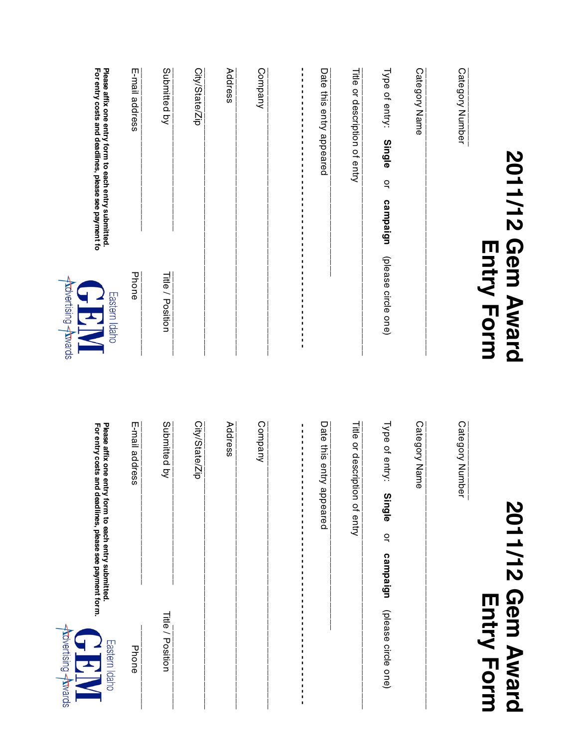# 2011/12 Gem Award Entry Form

Category Number ________

Category Name ______________________________

Type of entry: **Single** or **campaign** (please circle one)

Title or description of entry ______________________________

Date this entry appeared ______________________________

- - - - - - - - - - - - - - - - - - - - - - - - - - - - - - - - - -

Company ______________________________

Address ______________________________

City/State/Zip ______________________________

Submitted by ______________________________ Title / Position ______________________________

E-mail address ______________________________ Phone ______________________________

**Please affix one entry form to each entry submitted.**
**For entry costs and deadlines, please see payment fo**

Eastern Idaho GEM Advertising Awards

---

# 2011/12 Gem Award Entry Form

Category Number ________

Category Name ______________________________

Type of entry: **Single** or **campaign** (please circle one)

Title or description of entry ______________________________

Date this entry appeared ______________________________

- - - - - - - - - - - - - - - - - - - - - - - - - - - - - - - - - -

Company ______________________________

Address ______________________________

City/State/Zip ______________________________

Submitted by ______________________________ Title / Position ______________________________

E-mail address ______________________________ Phone ______________________________

**Please affix one entry form to each entry submitted.**
**For entry costs and deadlines, please see payment form.**

Eastern Idaho GEM Advertising Awards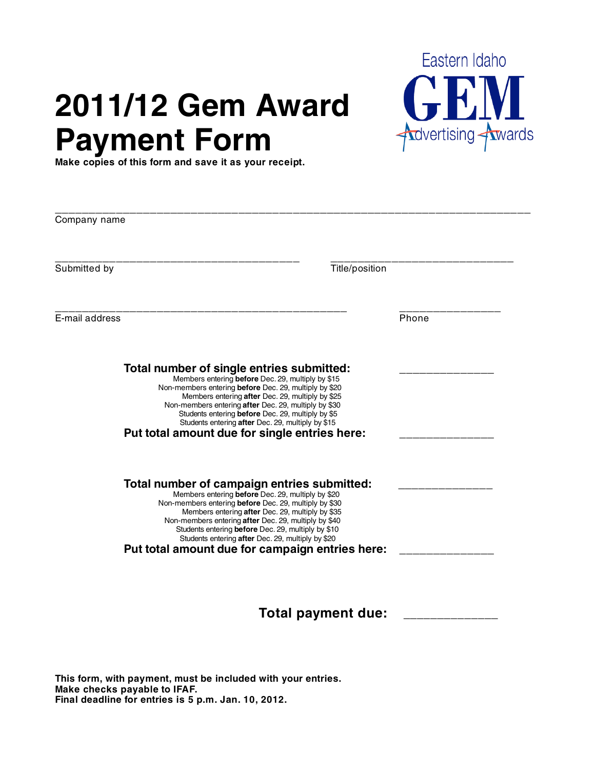# 2011/12 Gem Award Payment Form

**Make copies of this form and save it as your receipt.**

Eastern Idaho GEM Advertising Awards

_______________________________________________

Company name

_______________________________ _______________________________

Submitted by Title/position

_______________________________ _______________

E-mail address Phone

**Total number of single entries submitted:** _______________

Members entering **before** Dec. 29, multiply by $15
Non-members entering **before** Dec. 29, multiply by $20
Members entering **after** Dec. 29, multiply by $25
Non-members entering **after** Dec. 29, multiply by $30
Students entering **before** Dec. 29, multiply by $5
Students entering **after** Dec. 29, multiply by $15

**Put total amount due for single entries here:** _______________

**Total number of campaign entries submitted:** _______________

Members entering **before** Dec. 29, multiply by $20
Non-members entering **before** Dec. 29, multiply by $30
Members entering **after** Dec. 29, multiply by $35
Non-members entering **after** Dec. 29, multiply by $40
Students entering **before** Dec. 29, multiply by $10
Students entering **after** Dec. 29, multiply by $20

**Put total amount due for campaign entries here:** _______________

**Total payment due:** _______________

**This form, with payment, must be included with your entries.**
**Make checks payable to IFAF.**
**Final deadline for entries is 5 p.m. Jan. 10, 2012.**